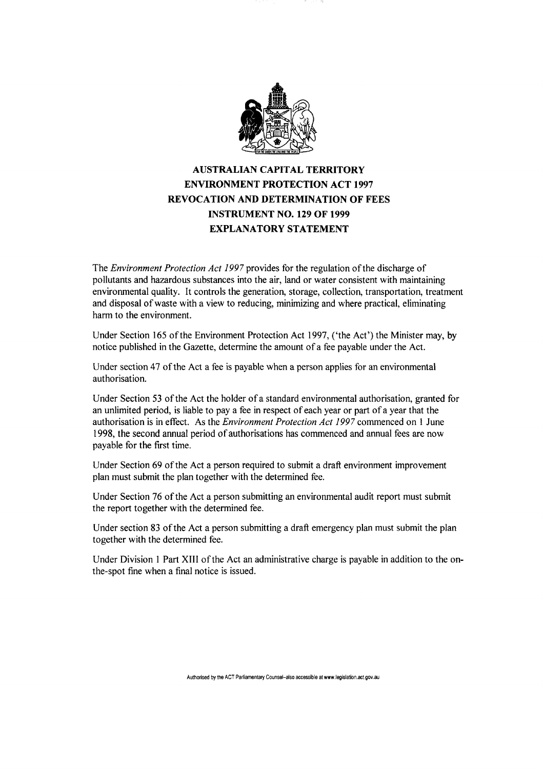# AUSTRALIAN CAPITAL TERRITORY
# ENVIRONMENT PROTECTION ACT 1997
# REVOCATION AND DETERMINATION OF FEES
# INSTRUMENT NO. 129 OF 1999
# EXPLANATORY STATEMENT

The *Environment Protection Act 1997* provides for the regulation of the discharge of pollutants and hazardous substances into the air, land or water consistent with maintaining environmental quality. It controls the generation, storage, collection, transportation, treatment and disposal of waste with a view to reducing, minimizing and where practical, eliminating harm to the environment.

Under Section 165 of the Environment Protection Act 1997, ('the Act') the Minister may, by notice published in the Gazette, determine the amount of a fee payable under the Act.

Under section 47 of the Act a fee is payable when a person applies for an environmental authorisation.

Under Section 53 of the Act the holder of a standard environmental authorisation, granted for an unlimited period, is liable to pay a fee in respect of each year or part of a year that the authorisation is in effect. As the *Environment Protection Act 1997* commenced on 1 June 1998, the second annual period of authorisations has commenced and annual fees are now payable for the first time.

Under Section 69 of the Act a person required to submit a draft environment improvement plan must submit the plan together with the determined fee.

Under Section 76 of the Act a person submitting an environmental audit report must submit the report together with the determined fee.

Under section 83 of the Act a person submitting a draft emergency plan must submit the plan together with the determined fee.

Under Division 1 Part XIII of the Act an administrative charge is payable in addition to the on-the-spot fine when a final notice is issued.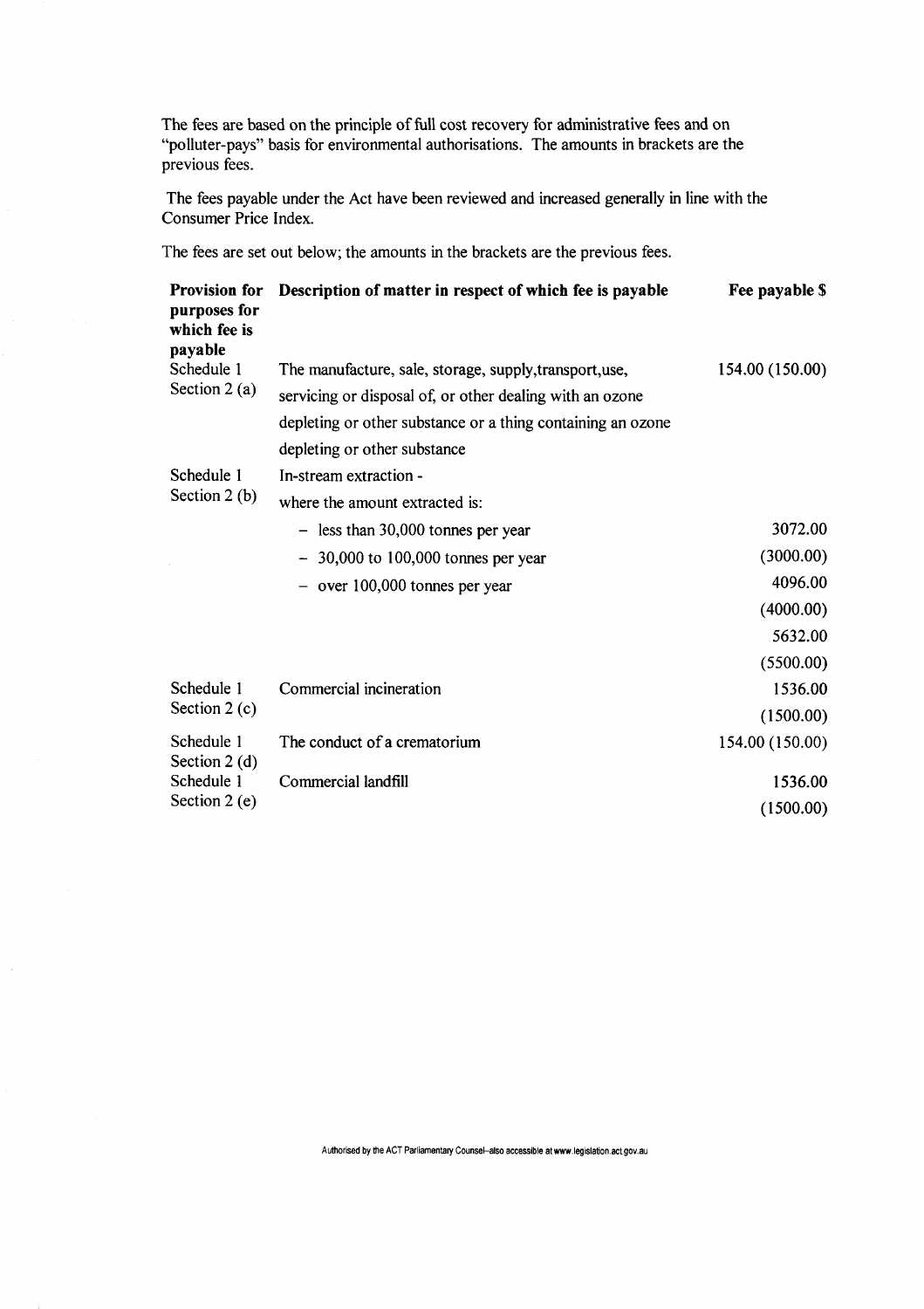The fees are based on the principle of full cost recovery for administrative fees and on "polluter-pays" basis for environmental authorisations. The amounts in brackets are the previous fees.

The fees payable under the Act have been reviewed and increased generally in line with the Consumer Price Index.

The fees are set out below; the amounts in the brackets are the previous fees.

| Provision for purposes for which fee is payable | Description of matter in respect of which fee is payable | Fee payable $ |
|---|---|---|
| Schedule 1 Section 2 (a) | The manufacture, sale, storage, supply, transport, use, servicing or disposal of, or other dealing with an ozone depleting or other substance or a thing containing an ozone depleting or other substance | 154.00 (150.00) |
| Schedule 1 Section 2 (b) | In-stream extraction - where the amount extracted is: | |
| | – less than 30,000 tonnes per year | 3072.00 (3000.00) |
| | – 30,000 to 100,000 tonnes per year | 4096.00 (4000.00) |
| | – over 100,000 tonnes per year | 5632.00 (5500.00) |
| Schedule 1 Section 2 (c) | Commercial incineration | 1536.00 (1500.00) |
| Schedule 1 Section 2 (d) | The conduct of a crematorium | 154.00 (150.00) |
| Schedule 1 Section 2 (e) | Commercial landfill | 1536.00 (1500.00) |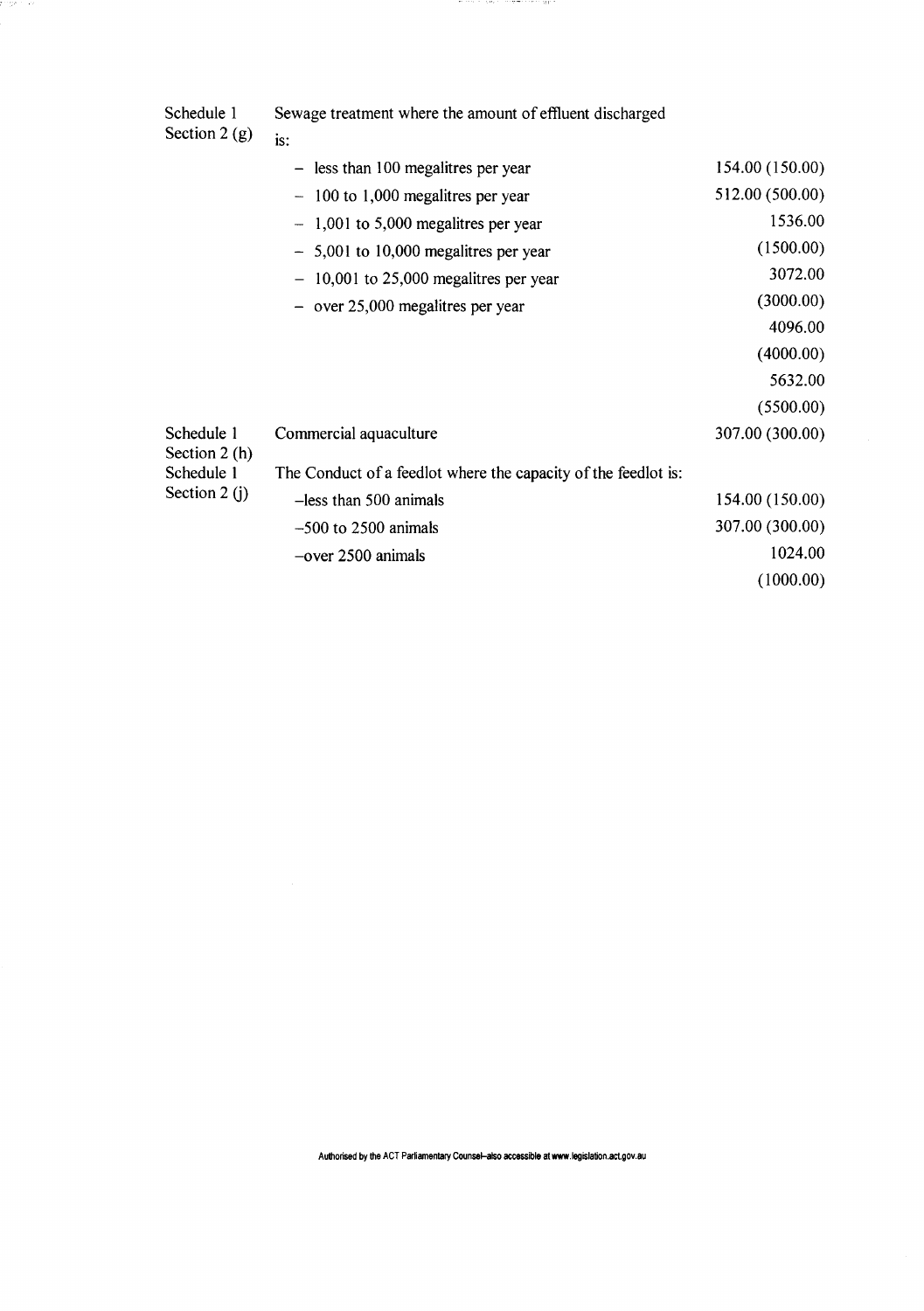| Provision | Activity | Fee |
|---|---|---|
| Schedule 1 Section 2 (g) | Sewage treatment where the amount of effluent discharged is: | |
| | – less than 100 megalitres per year | 154.00 (150.00) |
| | – 100 to 1,000 megalitres per year | 512.00 (500.00) |
| | – 1,001 to 5,000 megalitres per year | 1536.00 (1500.00) |
| | – 5,001 to 10,000 megalitres per year | 3072.00 (3000.00) |
| | – 10,001 to 25,000 megalitres per year | 4096.00 (4000.00) |
| | – over 25,000 megalitres per year | 5632.00 (5500.00) |
| Schedule 1 Section 2 (h) | Commercial aquaculture | 307.00 (300.00) |
| Schedule 1 Section 2 (j) | The Conduct of a feedlot where the capacity of the feedlot is: | |
| | –less than 500 animals | 154.00 (150.00) |
| | –500 to 2500 animals | 307.00 (300.00) |
| | –over 2500 animals | 1024.00 (1000.00) |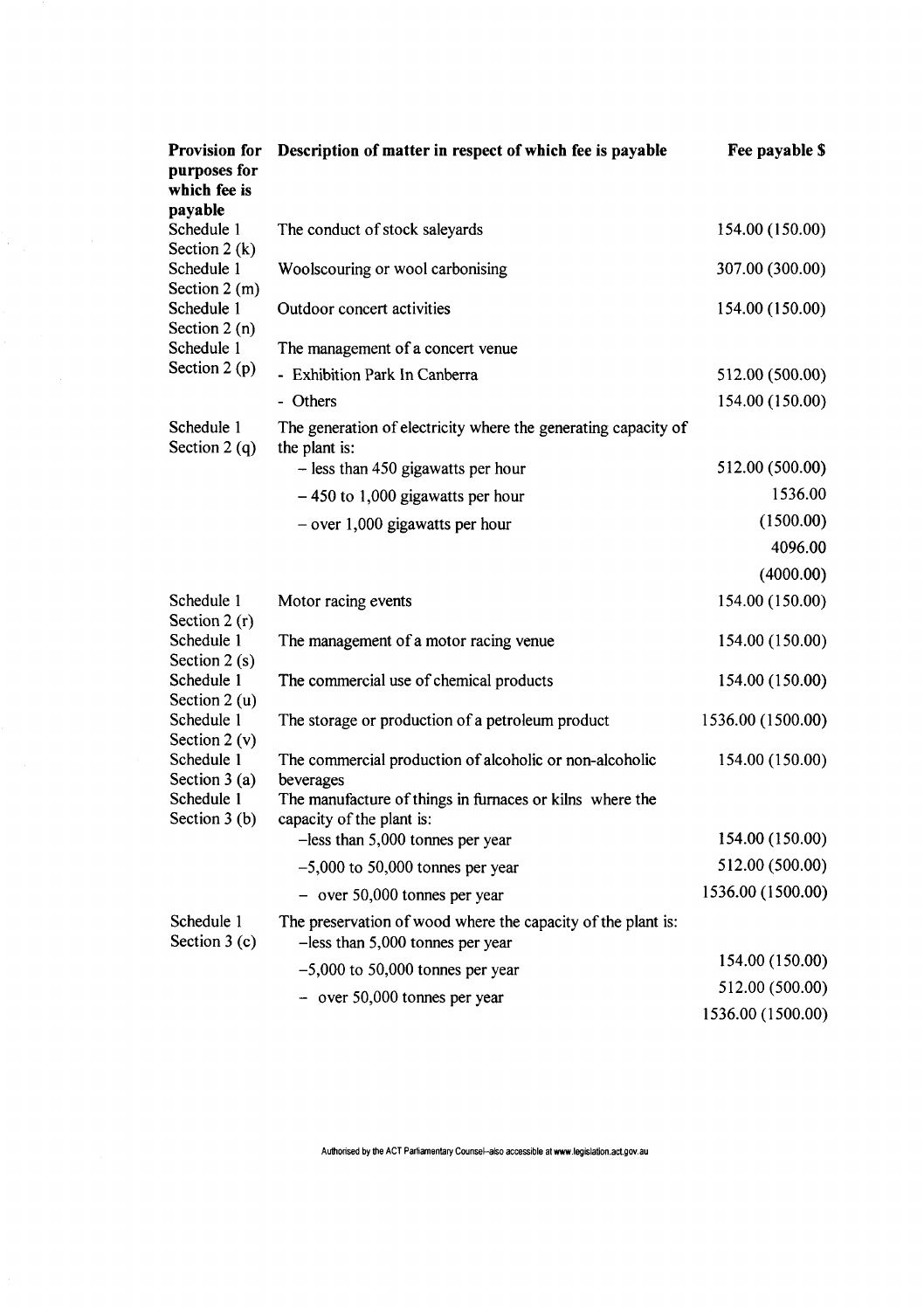| Provision for purposes for which fee is payable | Description of matter in respect of which fee is payable | Fee payable $ |
| --- | --- | --- |
| Schedule 1 Section 2 (k) | The conduct of stock saleyards | 154.00 (150.00) |
| Schedule 1 Section 2 (m) | Woolscouring or wool carbonising | 307.00 (300.00) |
| Schedule 1 Section 2 (n) | Outdoor concert activities | 154.00 (150.00) |
| Schedule 1 Section 2 (p) | The management of a concert venue | |
| | - Exhibition Park In Canberra | 512.00 (500.00) |
| | - Others | 154.00 (150.00) |
| Schedule 1 Section 2 (q) | The generation of electricity where the generating capacity of the plant is: | |
| | – less than 450 gigawatts per hour | 512.00 (500.00) |
| | – 450 to 1,000 gigawatts per hour | 1536.00 (1500.00) |
| | – over 1,000 gigawatts per hour | 4096.00 (4000.00) |
| Schedule 1 Section 2 (r) | Motor racing events | 154.00 (150.00) |
| Schedule 1 Section 2 (s) | The management of a motor racing venue | 154.00 (150.00) |
| Schedule 1 Section 2 (u) | The commercial use of chemical products | 154.00 (150.00) |
| Schedule 1 Section 2 (v) | The storage or production of a petroleum product | 1536.00 (1500.00) |
| Schedule 1 Section 3 (a) | The commercial production of alcoholic or non-alcoholic beverages | 154.00 (150.00) |
| Schedule 1 Section 3 (b) | The manufacture of things in furnaces or kilns where the capacity of the plant is: | |
| | –less than 5,000 tonnes per year | 154.00 (150.00) |
| | –5,000 to 50,000 tonnes per year | 512.00 (500.00) |
| | – over 50,000 tonnes per year | 1536.00 (1500.00) |
| Schedule 1 Section 3 (c) | The preservation of wood where the capacity of the plant is: | |
| | –less than 5,000 tonnes per year | 154.00 (150.00) |
| | –5,000 to 50,000 tonnes per year | 512.00 (500.00) |
| | – over 50,000 tonnes per year | 1536.00 (1500.00) |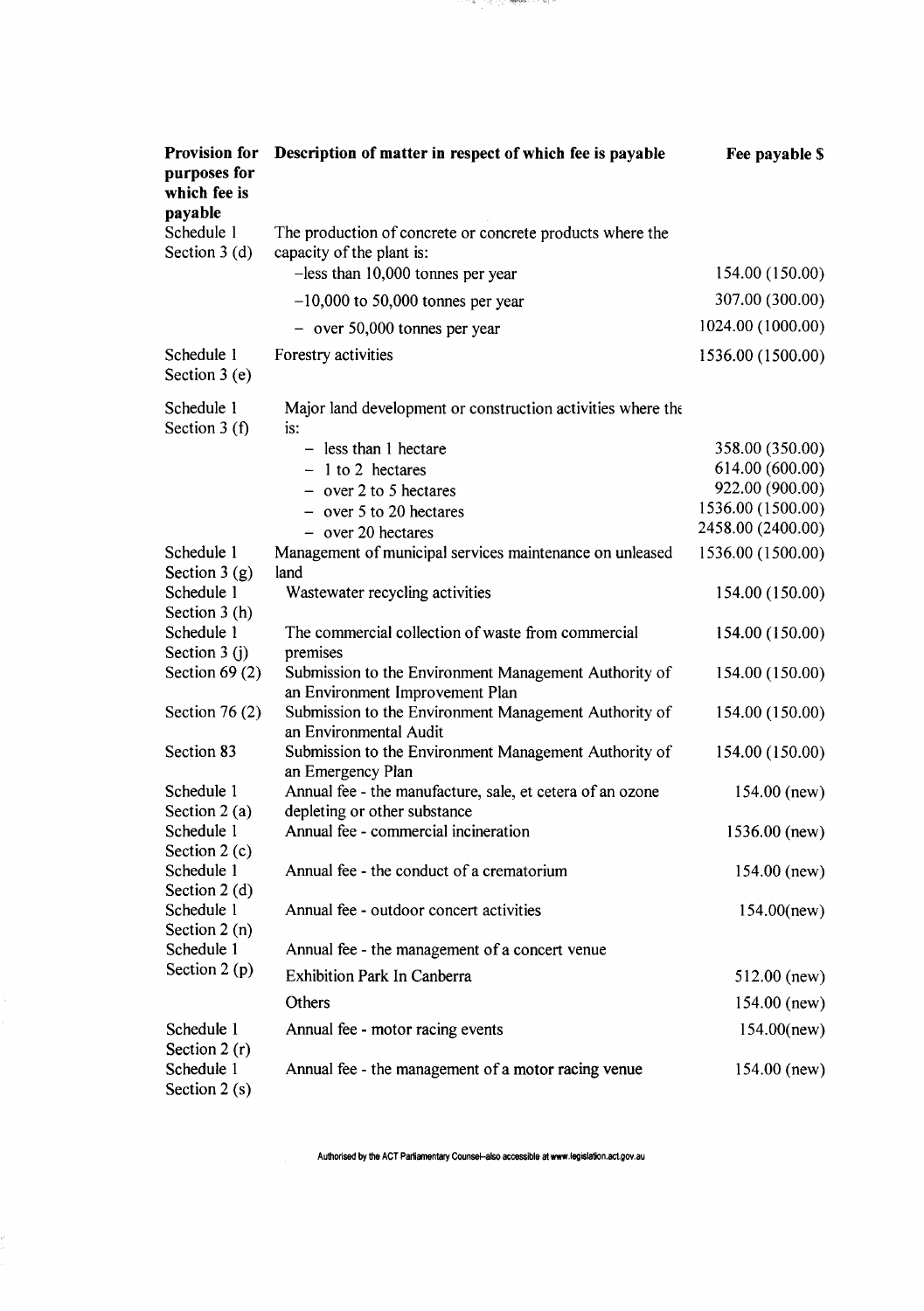| Provision for purposes for which fee is payable | Description of matter in respect of which fee is payable | Fee payable $ |
|---|---|---|
| Schedule 1 Section 3 (d) | The production of concrete or concrete products where the capacity of the plant is: | |
| | –less than 10,000 tonnes per year | 154.00 (150.00) |
| | –10,000 to 50,000 tonnes per year | 307.00 (300.00) |
| | – over 50,000 tonnes per year | 1024.00 (1000.00) |
| Schedule 1 Section 3 (e) | Forestry activities | 1536.00 (1500.00) |
| Schedule 1 Section 3 (f) | Major land development or construction activities where the is: | |
| | – less than 1 hectare | 358.00 (350.00) |
| | – 1 to 2 hectares | 614.00 (600.00) |
| | – over 2 to 5 hectares | 922.00 (900.00) |
| | – over 5 to 20 hectares | 1536.00 (1500.00) |
| | – over 20 hectares | 2458.00 (2400.00) |
| Schedule 1 Section 3 (g) | Management of municipal services maintenance on unleased land | 1536.00 (1500.00) |
| Schedule 1 Section 3 (h) | Wastewater recycling activities | 154.00 (150.00) |
| Schedule 1 Section 3 (j) | The commercial collection of waste from commercial premises | 154.00 (150.00) |
| Section 69 (2) | Submission to the Environment Management Authority of an Environment Improvement Plan | 154.00 (150.00) |
| Section 76 (2) | Submission to the Environment Management Authority of an Environmental Audit | 154.00 (150.00) |
| Section 83 | Submission to the Environment Management Authority of an Emergency Plan | 154.00 (150.00) |
| Schedule 1 Section 2 (a) | Annual fee - the manufacture, sale, et cetera of an ozone depleting or other substance | 154.00 (new) |
| Schedule 1 Section 2 (c) | Annual fee - commercial incineration | 1536.00 (new) |
| Schedule 1 Section 2 (d) | Annual fee - the conduct of a crematorium | 154.00 (new) |
| Schedule 1 Section 2 (n) | Annual fee - outdoor concert activities | 154.00(new) |
| Schedule 1 Section 2 (p) | Annual fee - the management of a concert venue | |
| | Exhibition Park In Canberra | 512.00 (new) |
| | Others | 154.00 (new) |
| Schedule 1 Section 2 (r) | Annual fee - motor racing events | 154.00(new) |
| Schedule 1 Section 2 (s) | Annual fee - the management of a motor racing venue | 154.00 (new) |

Authorised by the ACT Parliamentary Counsel–also accessible at www.legislation.act.gov.au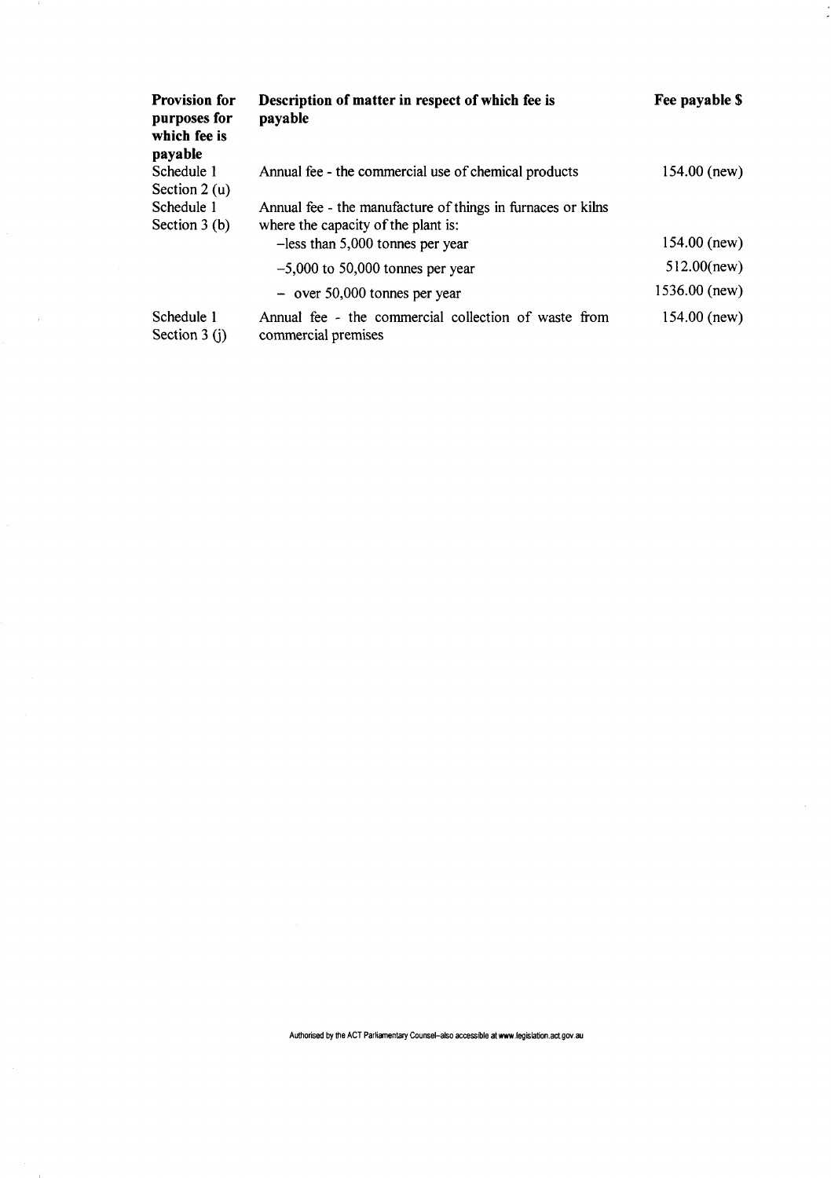| Provision for purposes for which fee is payable | Description of matter in respect of which fee is payable | Fee payable $ |
|---|---|---|
| Schedule 1 Section 2 (u) | Annual fee - the commercial use of chemical products | 154.00 (new) |
| Schedule 1 Section 3 (b) | Annual fee - the manufacture of things in furnaces or kilns where the capacity of the plant is: | |
| | –less than 5,000 tonnes per year | 154.00 (new) |
| | –5,000 to 50,000 tonnes per year | 512.00(new) |
| | – over 50,000 tonnes per year | 1536.00 (new) |
| Schedule 1 Section 3 (j) | Annual fee - the commercial collection of waste from commercial premises | 154.00 (new) |